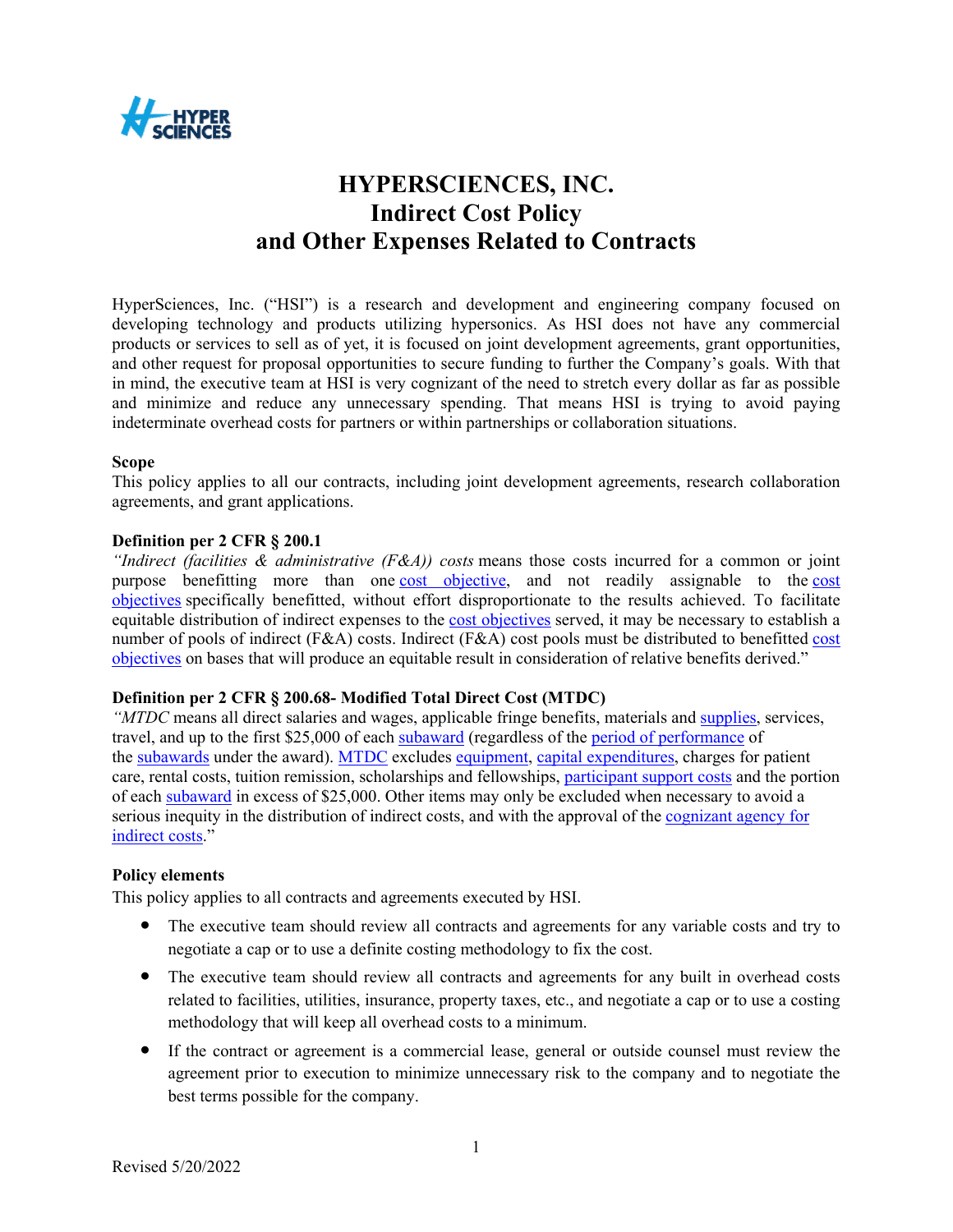# HYPERSCIENCES, INC.
# Indirect Cost Policy
# and Other Expenses Related to Contracts

HyperSciences, Inc. ("HSI") is a research and development and engineering company focused on developing technology and products utilizing hypersonics. As HSI does not have any commercial products or services to sell as of yet, it is focused on joint development agreements, grant opportunities, and other request for proposal opportunities to secure funding to further the Company's goals. With that in mind, the executive team at HSI is very cognizant of the need to stretch every dollar as far as possible and minimize and reduce any unnecessary spending. That means HSI is trying to avoid paying indeterminate overhead costs for partners or within partnerships or collaboration situations.

**Scope**

This policy applies to all our contracts, including joint development agreements, research collaboration agreements, and grant applications.

**Definition per 2 CFR § 200.1**

*"Indirect (facilities & administrative (F&A)) costs* means those costs incurred for a common or joint purpose benefitting more than one cost objective, and not readily assignable to the cost objectives specifically benefitted, without effort disproportionate to the results achieved. To facilitate equitable distribution of indirect expenses to the cost objectives served, it may be necessary to establish a number of pools of indirect (F&A) costs. Indirect (F&A) cost pools must be distributed to benefitted cost objectives on bases that will produce an equitable result in consideration of relative benefits derived."

**Definition per 2 CFR § 200.68- Modified Total Direct Cost (MTDC)**

*"MTDC* means all direct salaries and wages, applicable fringe benefits, materials and supplies, services, travel, and up to the first $25,000 of each subaward (regardless of the period of performance of the subawards under the award). MTDC excludes equipment, capital expenditures, charges for patient care, rental costs, tuition remission, scholarships and fellowships, participant support costs and the portion of each subaward in excess of $25,000. Other items may only be excluded when necessary to avoid a serious inequity in the distribution of indirect costs, and with the approval of the cognizant agency for indirect costs."

**Policy elements**

This policy applies to all contracts and agreements executed by HSI.

- The executive team should review all contracts and agreements for any variable costs and try to negotiate a cap or to use a definite costing methodology to fix the cost.
- The executive team should review all contracts and agreements for any built in overhead costs related to facilities, utilities, insurance, property taxes, etc., and negotiate a cap or to use a costing methodology that will keep all overhead costs to a minimum.
- If the contract or agreement is a commercial lease, general or outside counsel must review the agreement prior to execution to minimize unnecessary risk to the company and to negotiate the best terms possible for the company.

Revised 5/20/2022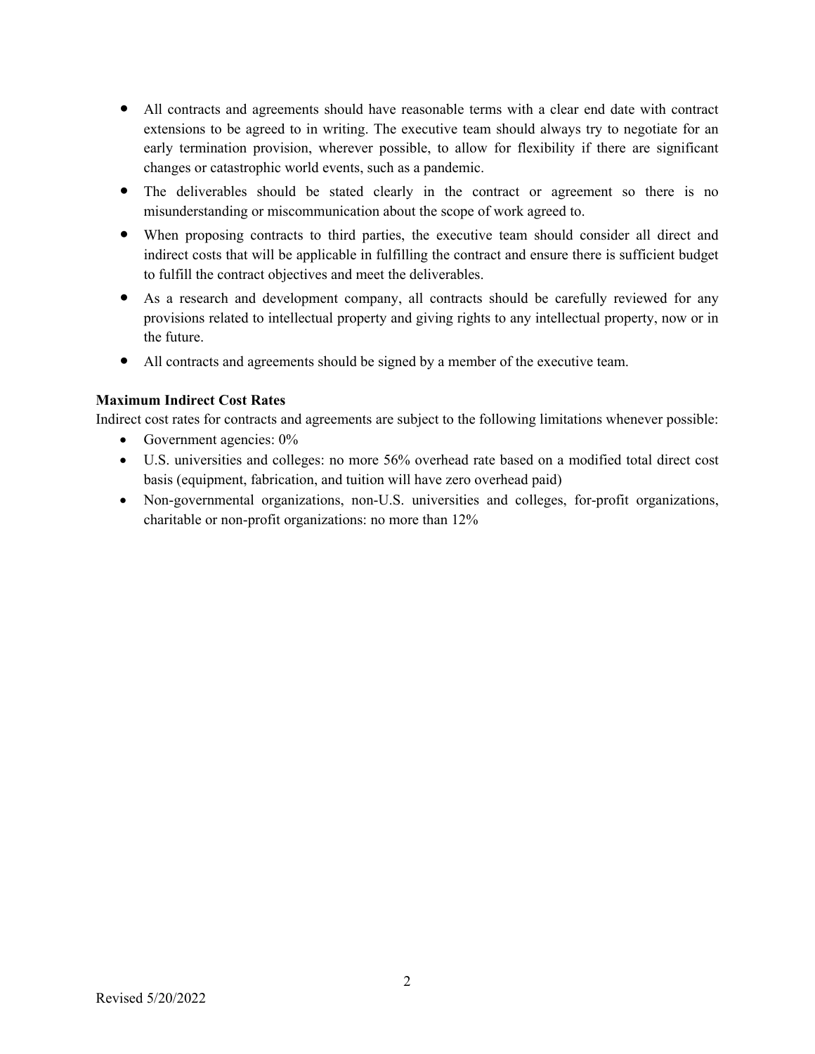- All contracts and agreements should have reasonable terms with a clear end date with contract extensions to be agreed to in writing. The executive team should always try to negotiate for an early termination provision, wherever possible, to allow for flexibility if there are significant changes or catastrophic world events, such as a pandemic.
- The deliverables should be stated clearly in the contract or agreement so there is no misunderstanding or miscommunication about the scope of work agreed to.
- When proposing contracts to third parties, the executive team should consider all direct and indirect costs that will be applicable in fulfilling the contract and ensure there is sufficient budget to fulfill the contract objectives and meet the deliverables.
- As a research and development company, all contracts should be carefully reviewed for any provisions related to intellectual property and giving rights to any intellectual property, now or in the future.
- All contracts and agreements should be signed by a member of the executive team.

**Maximum Indirect Cost Rates**

Indirect cost rates for contracts and agreements are subject to the following limitations whenever possible:

- Government agencies: 0%
- U.S. universities and colleges: no more 56% overhead rate based on a modified total direct cost basis (equipment, fabrication, and tuition will have zero overhead paid)
- Non-governmental organizations, non-U.S. universities and colleges, for-profit organizations, charitable or non-profit organizations: no more than 12%

Revised 5/20/2022